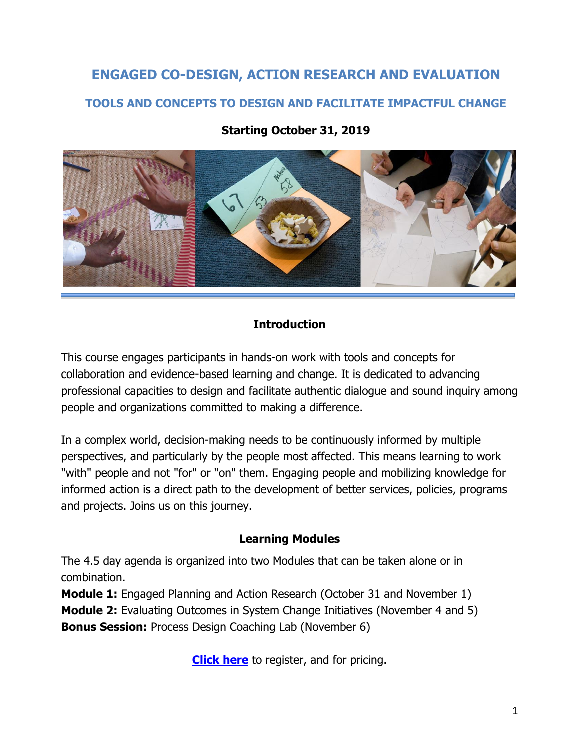# ENGAGED CO-DESIGN, ACTION RESEARCH AND EVALUATION

## TOOLS AND CONCEPTS TO DESIGN AND FACILITATE IMPACTFUL CHANGE

**Starting October 31, 2019**

### Introduction

This course engages participants in hands-on work with tools and concepts for collaboration and evidence-based learning and change. It is dedicated to advancing professional capacities to design and facilitate authentic dialogue and sound inquiry among people and organizations committed to making a difference.

In a complex world, decision-making needs to be continuously informed by multiple perspectives, and particularly by the people most affected. This means learning to work "with" people and not "for" or "on" them. Engaging people and mobilizing knowledge for informed action is a direct path to the development of better services, policies, programs and projects. Joins us on this journey.

### Learning Modules

The 4.5 day agenda is organized into two Modules that can be taken alone or in combination.
**Module 1:** Engaged Planning and Action Research (October 31 and November 1)
**Module 2:** Evaluating Outcomes in System Change Initiatives (November 4 and 5)
**Bonus Session:** Process Design Coaching Lab (November 6)

**Click here** to register, and for pricing.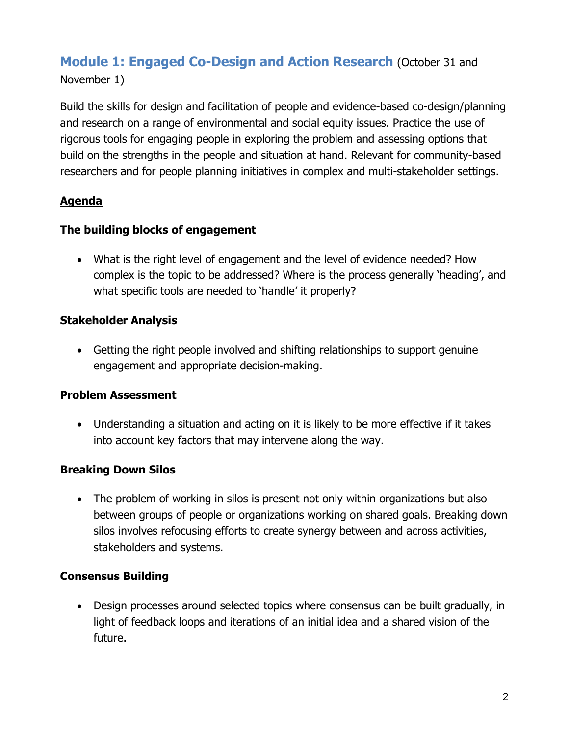## Module 1: Engaged Co-Design and Action Research (October 31 and November 1)

Build the skills for design and facilitation of people and evidence-based co-design/planning and research on a range of environmental and social equity issues. Practice the use of rigorous tools for engaging people in exploring the problem and assessing options that build on the strengths in the people and situation at hand. Relevant for community-based researchers and for people planning initiatives in complex and multi-stakeholder settings.

### Agenda

**The building blocks of engagement**

- What is the right level of engagement and the level of evidence needed? How complex is the topic to be addressed? Where is the process generally 'heading', and what specific tools are needed to 'handle' it properly?

**Stakeholder Analysis**

- Getting the right people involved and shifting relationships to support genuine engagement and appropriate decision-making.

**Problem Assessment**

- Understanding a situation and acting on it is likely to be more effective if it takes into account key factors that may intervene along the way.

**Breaking Down Silos**

- The problem of working in silos is present not only within organizations but also between groups of people or organizations working on shared goals. Breaking down silos involves refocusing efforts to create synergy between and across activities, stakeholders and systems.

**Consensus Building**

- Design processes around selected topics where consensus can be built gradually, in light of feedback loops and iterations of an initial idea and a shared vision of the future.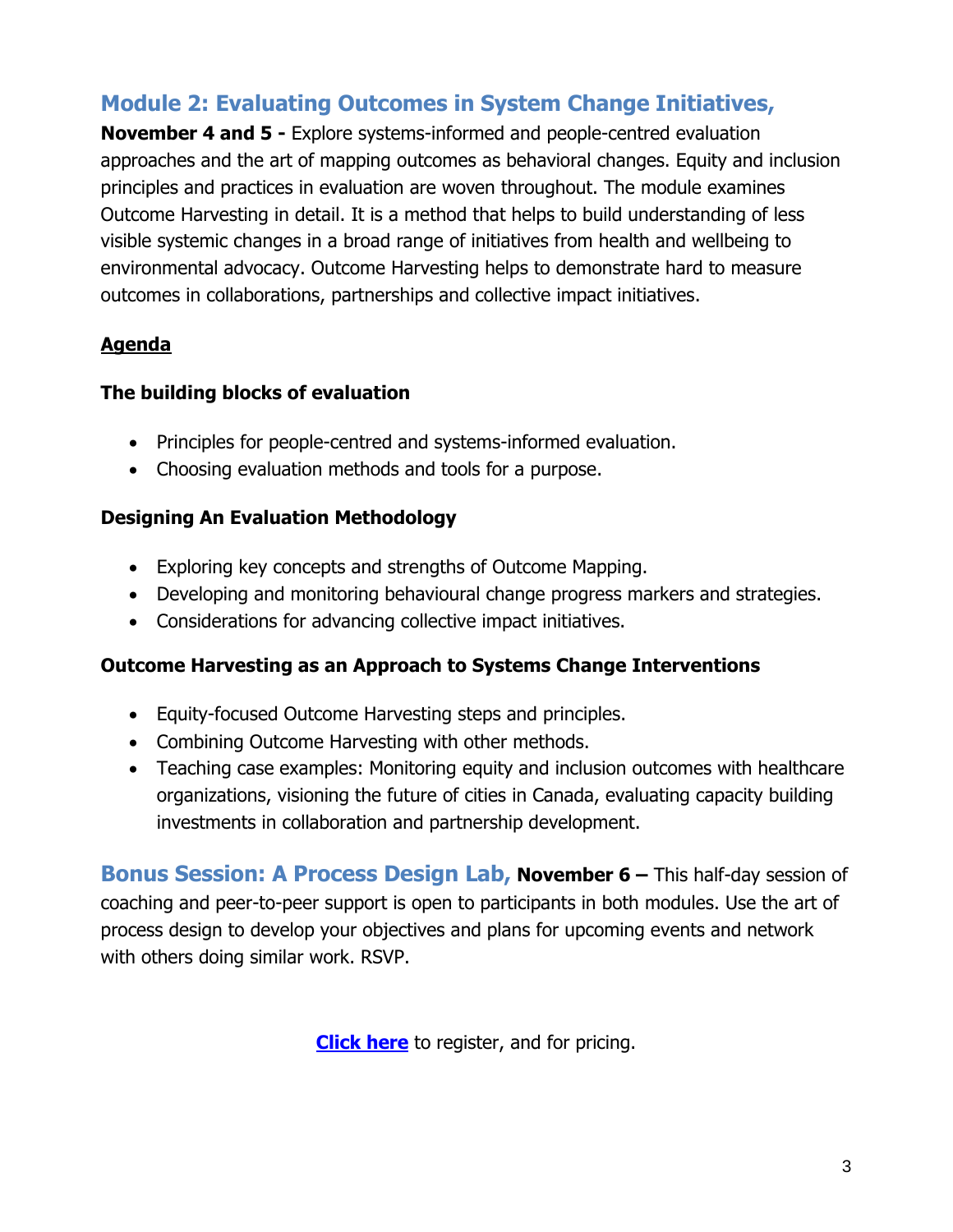## Module 2: Evaluating Outcomes in System Change Initiatives,

**November 4 and 5 -** Explore systems-informed and people-centred evaluation approaches and the art of mapping outcomes as behavioral changes. Equity and inclusion principles and practices in evaluation are woven throughout. The module examines Outcome Harvesting in detail. It is a method that helps to build understanding of less visible systemic changes in a broad range of initiatives from health and wellbeing to environmental advocacy. Outcome Harvesting helps to demonstrate hard to measure outcomes in collaborations, partnerships and collective impact initiatives.

**Agenda**

**The building blocks of evaluation**

- Principles for people-centred and systems-informed evaluation.
- Choosing evaluation methods and tools for a purpose.

**Designing An Evaluation Methodology**

- Exploring key concepts and strengths of Outcome Mapping.
- Developing and monitoring behavioural change progress markers and strategies.
- Considerations for advancing collective impact initiatives.

**Outcome Harvesting as an Approach to Systems Change Interventions**

- Equity-focused Outcome Harvesting steps and principles.
- Combining Outcome Harvesting with other methods.
- Teaching case examples: Monitoring equity and inclusion outcomes with healthcare organizations, visioning the future of cities in Canada, evaluating capacity building investments in collaboration and partnership development.

**Bonus Session: A Process Design Lab, November 6 –** This half-day session of coaching and peer-to-peer support is open to participants in both modules. Use the art of process design to develop your objectives and plans for upcoming events and network with others doing similar work. RSVP.

**Click here** to register, and for pricing.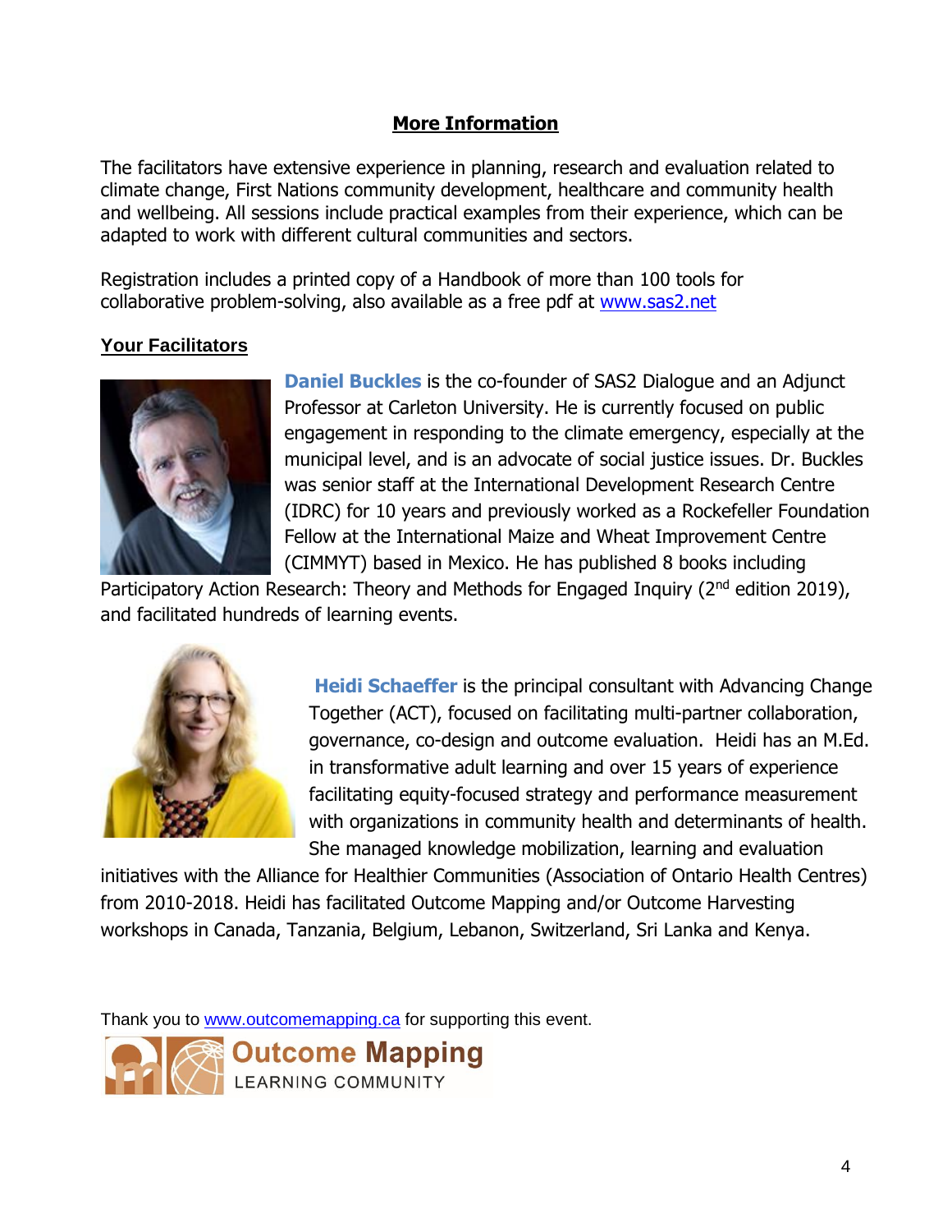## More Information

The facilitators have extensive experience in planning, research and evaluation related to climate change, First Nations community development, healthcare and community health and wellbeing. All sessions include practical examples from their experience, which can be adapted to work with different cultural communities and sectors.

Registration includes a printed copy of a Handbook of more than 100 tools for collaborative problem-solving, also available as a free pdf at www.sas2.net

### Your Facilitators

**Daniel Buckles** is the co-founder of SAS2 Dialogue and an Adjunct Professor at Carleton University. He is currently focused on public engagement in responding to the climate emergency, especially at the municipal level, and is an advocate of social justice issues. Dr. Buckles was senior staff at the International Development Research Centre (IDRC) for 10 years and previously worked as a Rockefeller Foundation Fellow at the International Maize and Wheat Improvement Centre (CIMMYT) based in Mexico. He has published 8 books including Participatory Action Research: Theory and Methods for Engaged Inquiry (2nd edition 2019), and facilitated hundreds of learning events.

**Heidi Schaeffer** is the principal consultant with Advancing Change Together (ACT), focused on facilitating multi-partner collaboration, governance, co-design and outcome evaluation. Heidi has an M.Ed. in transformative adult learning and over 15 years of experience facilitating equity-focused strategy and performance measurement with organizations in community health and determinants of health. She managed knowledge mobilization, learning and evaluation initiatives with the Alliance for Healthier Communities (Association of Ontario Health Centres) from 2010-2018. Heidi has facilitated Outcome Mapping and/or Outcome Harvesting workshops in Canada, Tanzania, Belgium, Lebanon, Switzerland, Sri Lanka and Kenya.

Thank you to www.outcomemapping.ca for supporting this event.

Outcome Mapping
LEARNING COMMUNITY